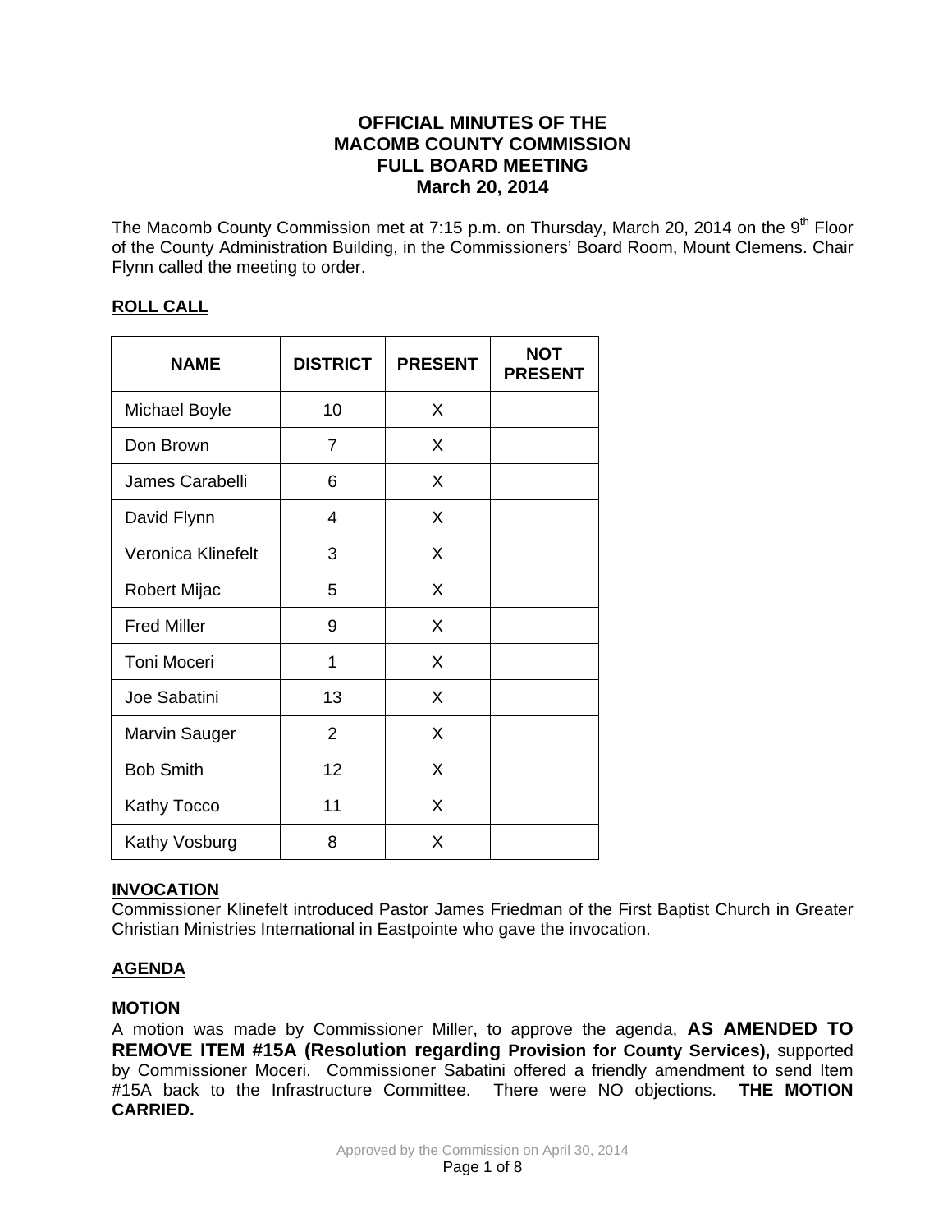# OFFICIAL MINUTES OF THE MACOMB COUNTY COMMISSION FULL BOARD MEETING March 20, 2014

The Macomb County Commission met at 7:15 p.m. on Thursday, March 20, 2014 on the 9th Floor of the County Administration Building, in the Commissioners' Board Room, Mount Clemens. Chair Flynn called the meeting to order.

## ROLL CALL

| NAME | DISTRICT | PRESENT | NOT PRESENT |
|---|---|---|---|
| Michael Boyle | 10 | X | |
| Don Brown | 7 | X | |
| James Carabelli | 6 | X | |
| David Flynn | 4 | X | |
| Veronica Klinefelt | 3 | X | |
| Robert Mijac | 5 | X | |
| Fred Miller | 9 | X | |
| Toni Moceri | 1 | X | |
| Joe Sabatini | 13 | X | |
| Marvin Sauger | 2 | X | |
| Bob Smith | 12 | X | |
| Kathy Tocco | 11 | X | |
| Kathy Vosburg | 8 | X | |

## INVOCATION

Commissioner Klinefelt introduced Pastor James Friedman of the First Baptist Church in Greater Christian Ministries International in Eastpointe who gave the invocation.

## AGENDA

### MOTION

A motion was made by Commissioner Miller, to approve the agenda, **AS AMENDED TO REMOVE ITEM #15A (Resolution regarding Provision for County Services),** supported by Commissioner Moceri. Commissioner Sabatini offered a friendly amendment to send Item #15A back to the Infrastructure Committee. There were NO objections. **THE MOTION CARRIED.**

Approved by the Commission on April 30, 2014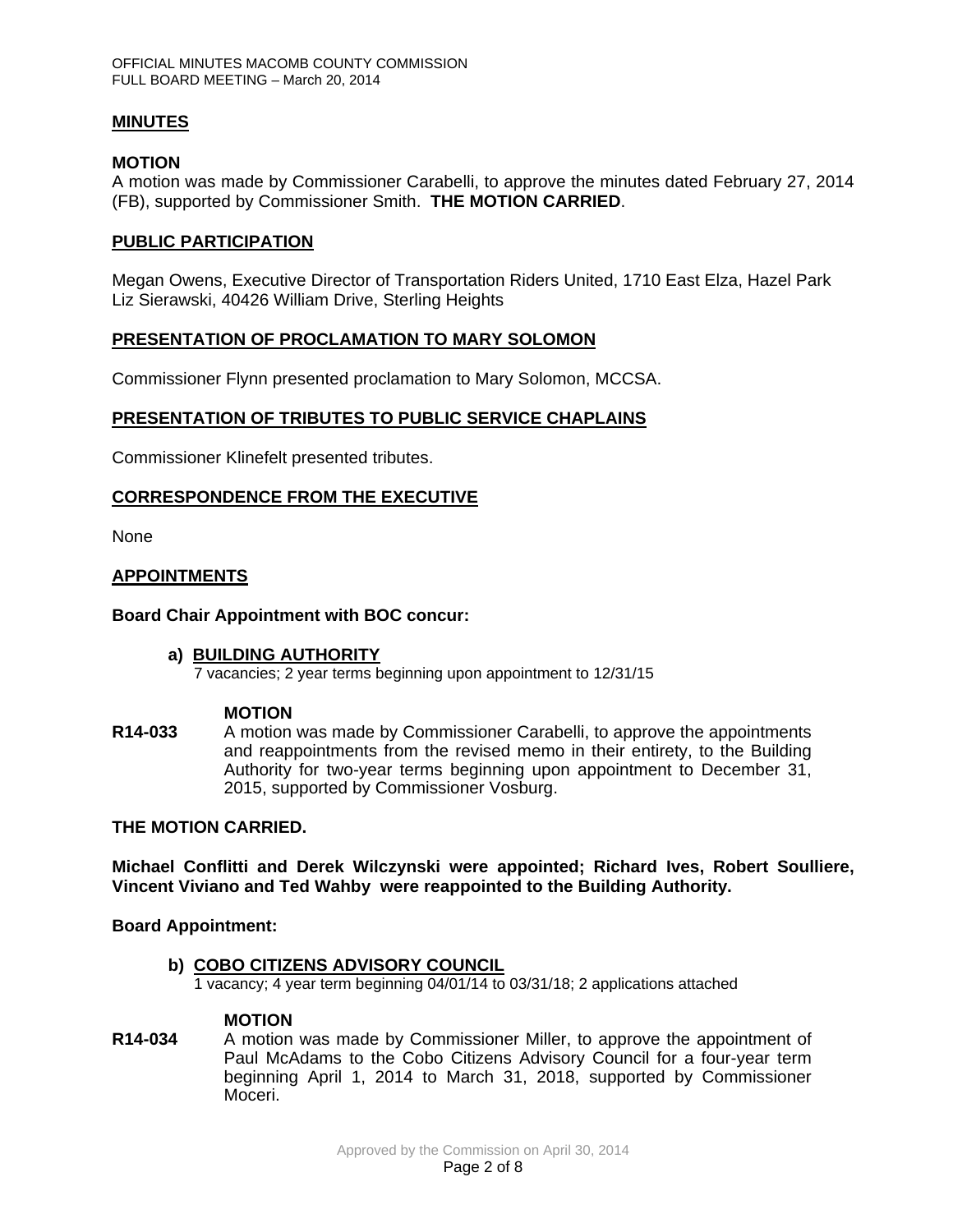## MINUTES

### MOTION

A motion was made by Commissioner Carabelli, to approve the minutes dated February 27, 2014 (FB), supported by Commissioner Smith. **THE MOTION CARRIED**.

## PUBLIC PARTICIPATION

Megan Owens, Executive Director of Transportation Riders United, 1710 East Elza, Hazel Park
Liz Sierawski, 40426 William Drive, Sterling Heights

## PRESENTATION OF PROCLAMATION TO MARY SOLOMON

Commissioner Flynn presented proclamation to Mary Solomon, MCCSA.

## PRESENTATION OF TRIBUTES TO PUBLIC SERVICE CHAPLAINS

Commissioner Klinefelt presented tributes.

## CORRESPONDENCE FROM THE EXECUTIVE

None

## APPOINTMENTS

**Board Chair Appointment with BOC concur:**

**a) BUILDING AUTHORITY**
7 vacancies; 2 year terms beginning upon appointment to 12/31/15

**MOTION**

**R14-033** A motion was made by Commissioner Carabelli, to approve the appointments and reappointments from the revised memo in their entirety, to the Building Authority for two-year terms beginning upon appointment to December 31, 2015, supported by Commissioner Vosburg.

**THE MOTION CARRIED.**

**Michael Conflitti and Derek Wilczynski were appointed; Richard Ives, Robert Soulliere, Vincent Viviano and Ted Wahby were reappointed to the Building Authority.**

**Board Appointment:**

**b) COBO CITIZENS ADVISORY COUNCIL**
1 vacancy; 4 year term beginning 04/01/14 to 03/31/18; 2 applications attached

**MOTION**

**R14-034** A motion was made by Commissioner Miller, to approve the appointment of Paul McAdams to the Cobo Citizens Advisory Council for a four-year term beginning April 1, 2014 to March 31, 2018, supported by Commissioner Moceri.

Approved by the Commission on April 30, 2014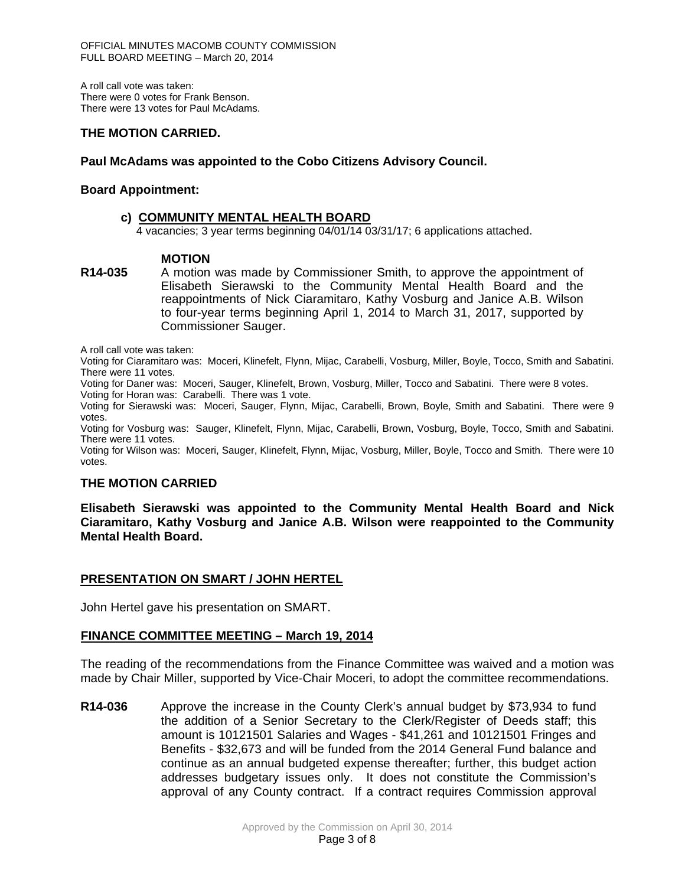A roll call vote was taken:
There were 0 votes for Frank Benson.
There were 13 votes for Paul McAdams.

**THE MOTION CARRIED.**

**Paul McAdams was appointed to the Cobo Citizens Advisory Council.**

**Board Appointment:**

**c) COMMUNITY MENTAL HEALTH BOARD**
4 vacancies; 3 year terms beginning 04/01/14 03/31/17; 6 applications attached.

**MOTION**

**R14-035** A motion was made by Commissioner Smith, to approve the appointment of Elisabeth Sierawski to the Community Mental Health Board and the reappointments of Nick Ciaramitaro, Kathy Vosburg and Janice A.B. Wilson to four-year terms beginning April 1, 2014 to March 31, 2017, supported by Commissioner Sauger.

A roll call vote was taken:
Voting for Ciaramitaro was: Moceri, Klinefelt, Flynn, Mijac, Carabelli, Vosburg, Miller, Boyle, Tocco, Smith and Sabatini. There were 11 votes.
Voting for Daner was: Moceri, Sauger, Klinefelt, Brown, Vosburg, Miller, Tocco and Sabatini. There were 8 votes.
Voting for Horan was: Carabelli. There was 1 vote.
Voting for Sierawski was: Moceri, Sauger, Flynn, Mijac, Carabelli, Brown, Boyle, Smith and Sabatini. There were 9 votes.
Voting for Vosburg was: Sauger, Klinefelt, Flynn, Mijac, Carabelli, Brown, Vosburg, Boyle, Tocco, Smith and Sabatini. There were 11 votes.
Voting for Wilson was: Moceri, Sauger, Klinefelt, Flynn, Mijac, Vosburg, Miller, Boyle, Tocco and Smith. There were 10 votes.

**THE MOTION CARRIED**

**Elisabeth Sierawski was appointed to the Community Mental Health Board and Nick Ciaramitaro, Kathy Vosburg and Janice A.B. Wilson were reappointed to the Community Mental Health Board.**

## PRESENTATION ON SMART / JOHN HERTEL

John Hertel gave his presentation on SMART.

## FINANCE COMMITTEE MEETING – March 19, 2014

The reading of the recommendations from the Finance Committee was waived and a motion was made by Chair Miller, supported by Vice-Chair Moceri, to adopt the committee recommendations.

**R14-036** Approve the increase in the County Clerk's annual budget by $73,934 to fund the addition of a Senior Secretary to the Clerk/Register of Deeds staff; this amount is 10121501 Salaries and Wages - $41,261 and 10121501 Fringes and Benefits - $32,673 and will be funded from the 2014 General Fund balance and continue as an annual budgeted expense thereafter; further, this budget action addresses budgetary issues only. It does not constitute the Commission's approval of any County contract. If a contract requires Commission approval

Approved by the Commission on April 30, 2014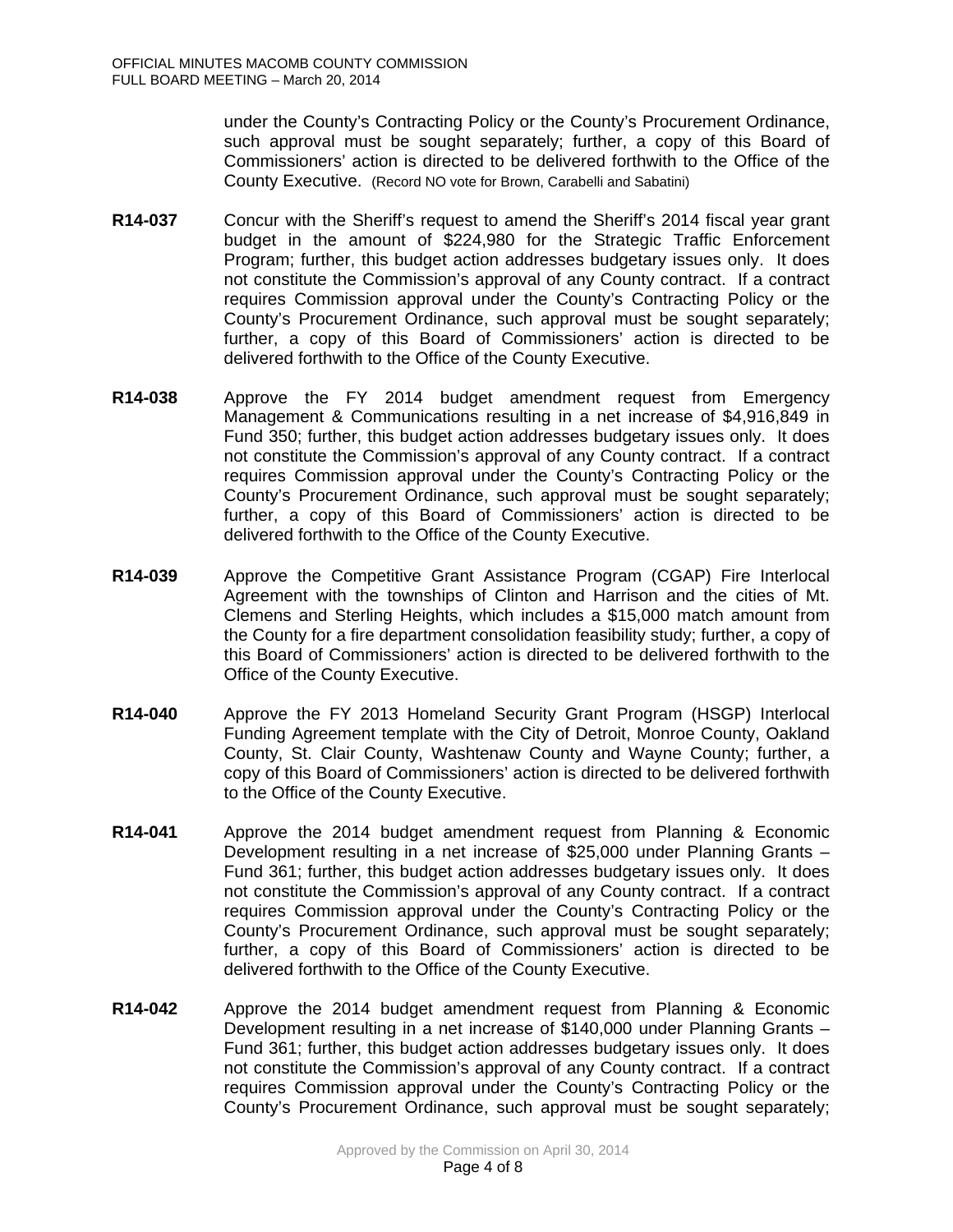under the County's Contracting Policy or the County's Procurement Ordinance, such approval must be sought separately; further, a copy of this Board of Commissioners' action is directed to be delivered forthwith to the Office of the County Executive. (Record NO vote for Brown, Carabelli and Sabatini)

**R14-037** Concur with the Sheriff's request to amend the Sheriff's 2014 fiscal year grant budget in the amount of $224,980 for the Strategic Traffic Enforcement Program; further, this budget action addresses budgetary issues only. It does not constitute the Commission's approval of any County contract. If a contract requires Commission approval under the County's Contracting Policy or the County's Procurement Ordinance, such approval must be sought separately; further, a copy of this Board of Commissioners' action is directed to be delivered forthwith to the Office of the County Executive.

**R14-038** Approve the FY 2014 budget amendment request from Emergency Management & Communications resulting in a net increase of $4,916,849 in Fund 350; further, this budget action addresses budgetary issues only. It does not constitute the Commission's approval of any County contract. If a contract requires Commission approval under the County's Contracting Policy or the County's Procurement Ordinance, such approval must be sought separately; further, a copy of this Board of Commissioners' action is directed to be delivered forthwith to the Office of the County Executive.

**R14-039** Approve the Competitive Grant Assistance Program (CGAP) Fire Interlocal Agreement with the townships of Clinton and Harrison and the cities of Mt. Clemens and Sterling Heights, which includes a $15,000 match amount from the County for a fire department consolidation feasibility study; further, a copy of this Board of Commissioners' action is directed to be delivered forthwith to the Office of the County Executive.

**R14-040** Approve the FY 2013 Homeland Security Grant Program (HSGP) Interlocal Funding Agreement template with the City of Detroit, Monroe County, Oakland County, St. Clair County, Washtenaw County and Wayne County; further, a copy of this Board of Commissioners' action is directed to be delivered forthwith to the Office of the County Executive.

**R14-041** Approve the 2014 budget amendment request from Planning & Economic Development resulting in a net increase of $25,000 under Planning Grants – Fund 361; further, this budget action addresses budgetary issues only. It does not constitute the Commission's approval of any County contract. If a contract requires Commission approval under the County's Contracting Policy or the County's Procurement Ordinance, such approval must be sought separately; further, a copy of this Board of Commissioners' action is directed to be delivered forthwith to the Office of the County Executive.

**R14-042** Approve the 2014 budget amendment request from Planning & Economic Development resulting in a net increase of $140,000 under Planning Grants – Fund 361; further, this budget action addresses budgetary issues only. It does not constitute the Commission's approval of any County contract. If a contract requires Commission approval under the County's Contracting Policy or the County's Procurement Ordinance, such approval must be sought separately;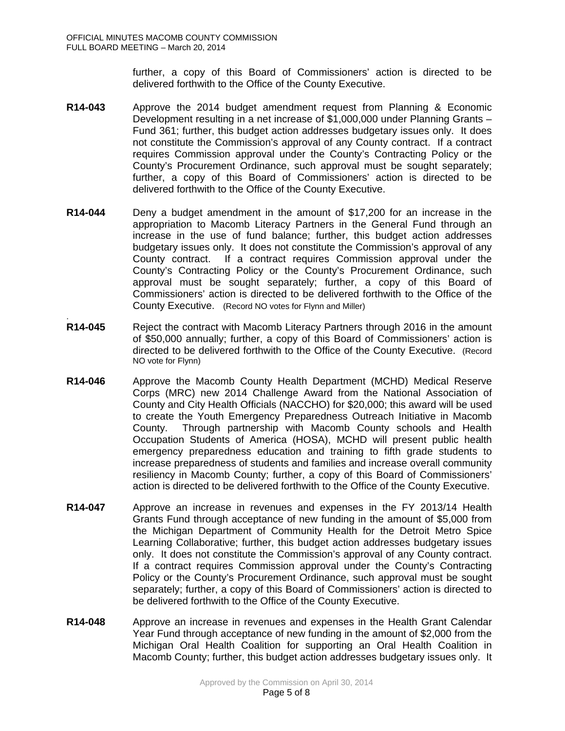further, a copy of this Board of Commissioners' action is directed to be delivered forthwith to the Office of the County Executive.

**R14-043** Approve the 2014 budget amendment request from Planning & Economic Development resulting in a net increase of $1,000,000 under Planning Grants – Fund 361; further, this budget action addresses budgetary issues only. It does not constitute the Commission's approval of any County contract. If a contract requires Commission approval under the County's Contracting Policy or the County's Procurement Ordinance, such approval must be sought separately; further, a copy of this Board of Commissioners' action is directed to be delivered forthwith to the Office of the County Executive.

**R14-044** Deny a budget amendment in the amount of $17,200 for an increase in the appropriation to Macomb Literacy Partners in the General Fund through an increase in the use of fund balance; further, this budget action addresses budgetary issues only. It does not constitute the Commission's approval of any County contract. If a contract requires Commission approval under the County's Contracting Policy or the County's Procurement Ordinance, such approval must be sought separately; further, a copy of this Board of Commissioners' action is directed to be delivered forthwith to the Office of the County Executive. (Record NO votes for Flynn and Miller)

**R14-045** Reject the contract with Macomb Literacy Partners through 2016 in the amount of $50,000 annually; further, a copy of this Board of Commissioners' action is directed to be delivered forthwith to the Office of the County Executive. (Record NO vote for Flynn)

**R14-046** Approve the Macomb County Health Department (MCHD) Medical Reserve Corps (MRC) new 2014 Challenge Award from the National Association of County and City Health Officials (NACCHO) for $20,000; this award will be used to create the Youth Emergency Preparedness Outreach Initiative in Macomb County. Through partnership with Macomb County schools and Health Occupation Students of America (HOSA), MCHD will present public health emergency preparedness education and training to fifth grade students to increase preparedness of students and families and increase overall community resiliency in Macomb County; further, a copy of this Board of Commissioners' action is directed to be delivered forthwith to the Office of the County Executive.

**R14-047** Approve an increase in revenues and expenses in the FY 2013/14 Health Grants Fund through acceptance of new funding in the amount of $5,000 from the Michigan Department of Community Health for the Detroit Metro Spice Learning Collaborative; further, this budget action addresses budgetary issues only. It does not constitute the Commission's approval of any County contract. If a contract requires Commission approval under the County's Contracting Policy or the County's Procurement Ordinance, such approval must be sought separately; further, a copy of this Board of Commissioners' action is directed to be delivered forthwith to the Office of the County Executive.

**R14-048** Approve an increase in revenues and expenses in the Health Grant Calendar Year Fund through acceptance of new funding in the amount of $2,000 from the Michigan Oral Health Coalition for supporting an Oral Health Coalition in Macomb County; further, this budget action addresses budgetary issues only. It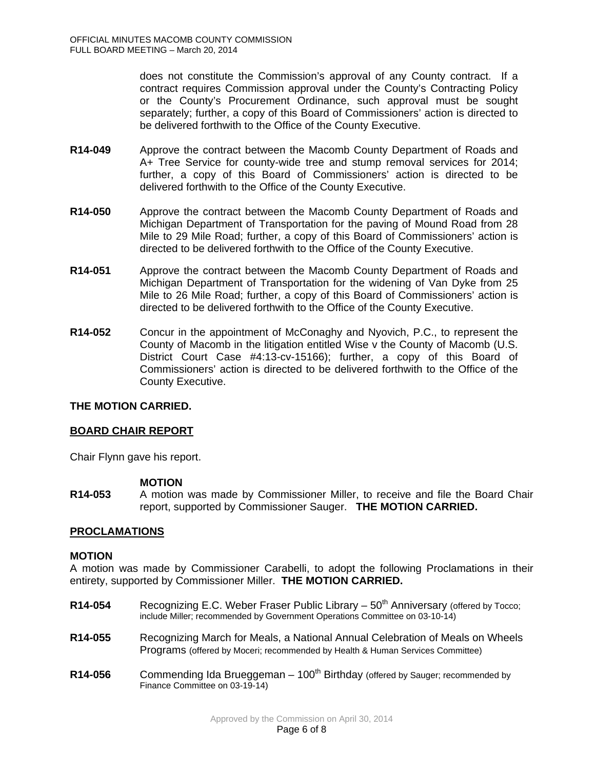does not constitute the Commission's approval of any County contract. If a contract requires Commission approval under the County's Contracting Policy or the County's Procurement Ordinance, such approval must be sought separately; further, a copy of this Board of Commissioners' action is directed to be delivered forthwith to the Office of the County Executive.

**R14-049** Approve the contract between the Macomb County Department of Roads and A+ Tree Service for county-wide tree and stump removal services for 2014; further, a copy of this Board of Commissioners' action is directed to be delivered forthwith to the Office of the County Executive.

**R14-050** Approve the contract between the Macomb County Department of Roads and Michigan Department of Transportation for the paving of Mound Road from 28 Mile to 29 Mile Road; further, a copy of this Board of Commissioners' action is directed to be delivered forthwith to the Office of the County Executive.

**R14-051** Approve the contract between the Macomb County Department of Roads and Michigan Department of Transportation for the widening of Van Dyke from 25 Mile to 26 Mile Road; further, a copy of this Board of Commissioners' action is directed to be delivered forthwith to the Office of the County Executive.

**R14-052** Concur in the appointment of McConaghy and Nyovich, P.C., to represent the County of Macomb in the litigation entitled Wise v the County of Macomb (U.S. District Court Case #4:13-cv-15166); further, a copy of this Board of Commissioners' action is directed to be delivered forthwith to the Office of the County Executive.

**THE MOTION CARRIED.**

**BOARD CHAIR REPORT**

Chair Flynn gave his report.

**MOTION**

**R14-053** A motion was made by Commissioner Miller, to receive and file the Board Chair report, supported by Commissioner Sauger. **THE MOTION CARRIED.**

**PROCLAMATIONS**

**MOTION**

A motion was made by Commissioner Carabelli, to adopt the following Proclamations in their entirety, supported by Commissioner Miller. **THE MOTION CARRIED.**

**R14-054** Recognizing E.C. Weber Fraser Public Library – 50th Anniversary (offered by Tocco; include Miller; recommended by Government Operations Committee on 03-10-14)

**R14-055** Recognizing March for Meals, a National Annual Celebration of Meals on Wheels Programs (offered by Moceri; recommended by Health & Human Services Committee)

**R14-056** Commending Ida Brueggeman – 100th Birthday (offered by Sauger; recommended by Finance Committee on 03-19-14)

Approved by the Commission on April 30, 2014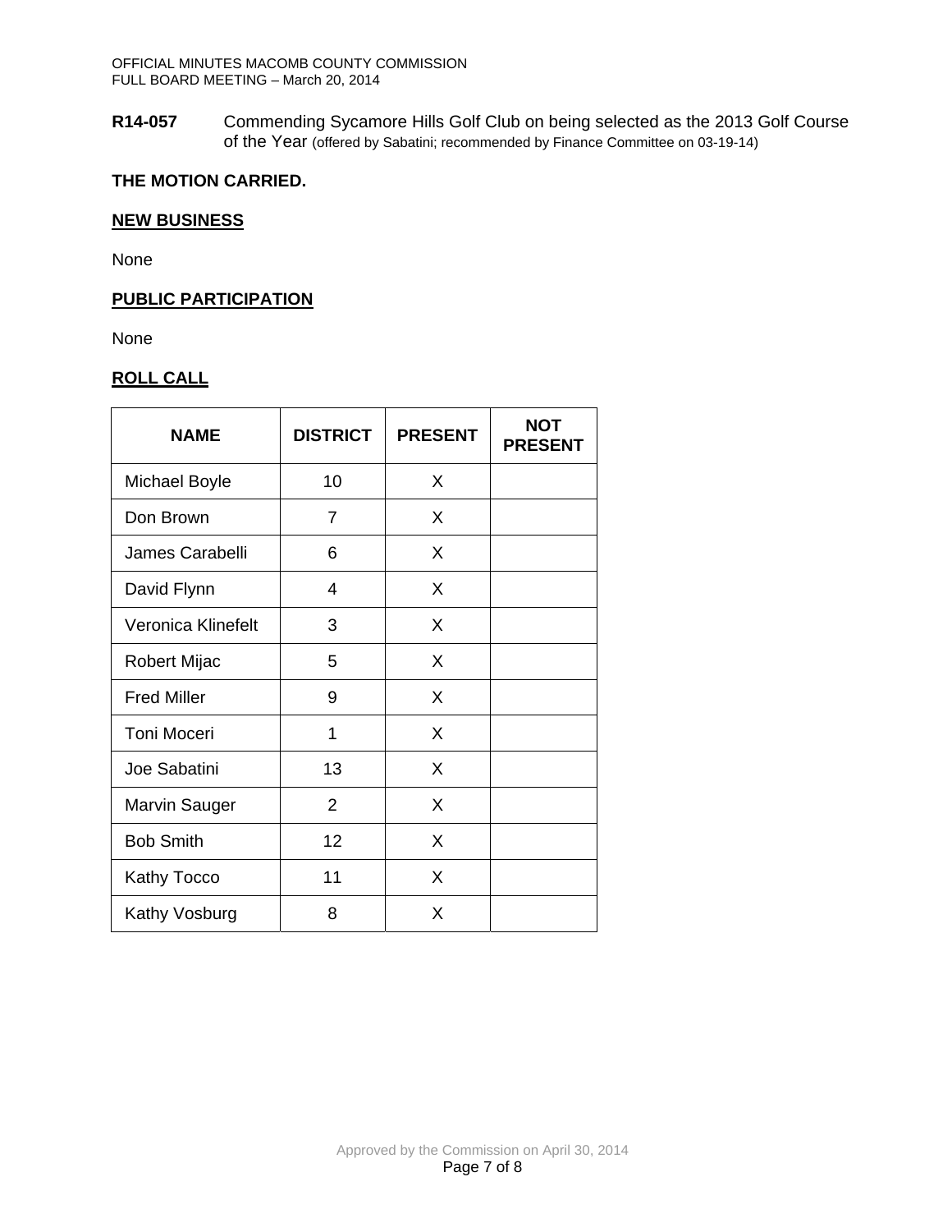**R14-057** Commending Sycamore Hills Golf Club on being selected as the 2013 Golf Course of the Year (offered by Sabatini; recommended by Finance Committee on 03-19-14)

**THE MOTION CARRIED.**

## NEW BUSINESS

None

## PUBLIC PARTICIPATION

None

## ROLL CALL

| NAME | DISTRICT | PRESENT | NOT PRESENT |
|---|---|---|---|
| Michael Boyle | 10 | X | |
| Don Brown | 7 | X | |
| James Carabelli | 6 | X | |
| David Flynn | 4 | X | |
| Veronica Klinefelt | 3 | X | |
| Robert Mijac | 5 | X | |
| Fred Miller | 9 | X | |
| Toni Moceri | 1 | X | |
| Joe Sabatini | 13 | X | |
| Marvin Sauger | 2 | X | |
| Bob Smith | 12 | X | |
| Kathy Tocco | 11 | X | |
| Kathy Vosburg | 8 | X | |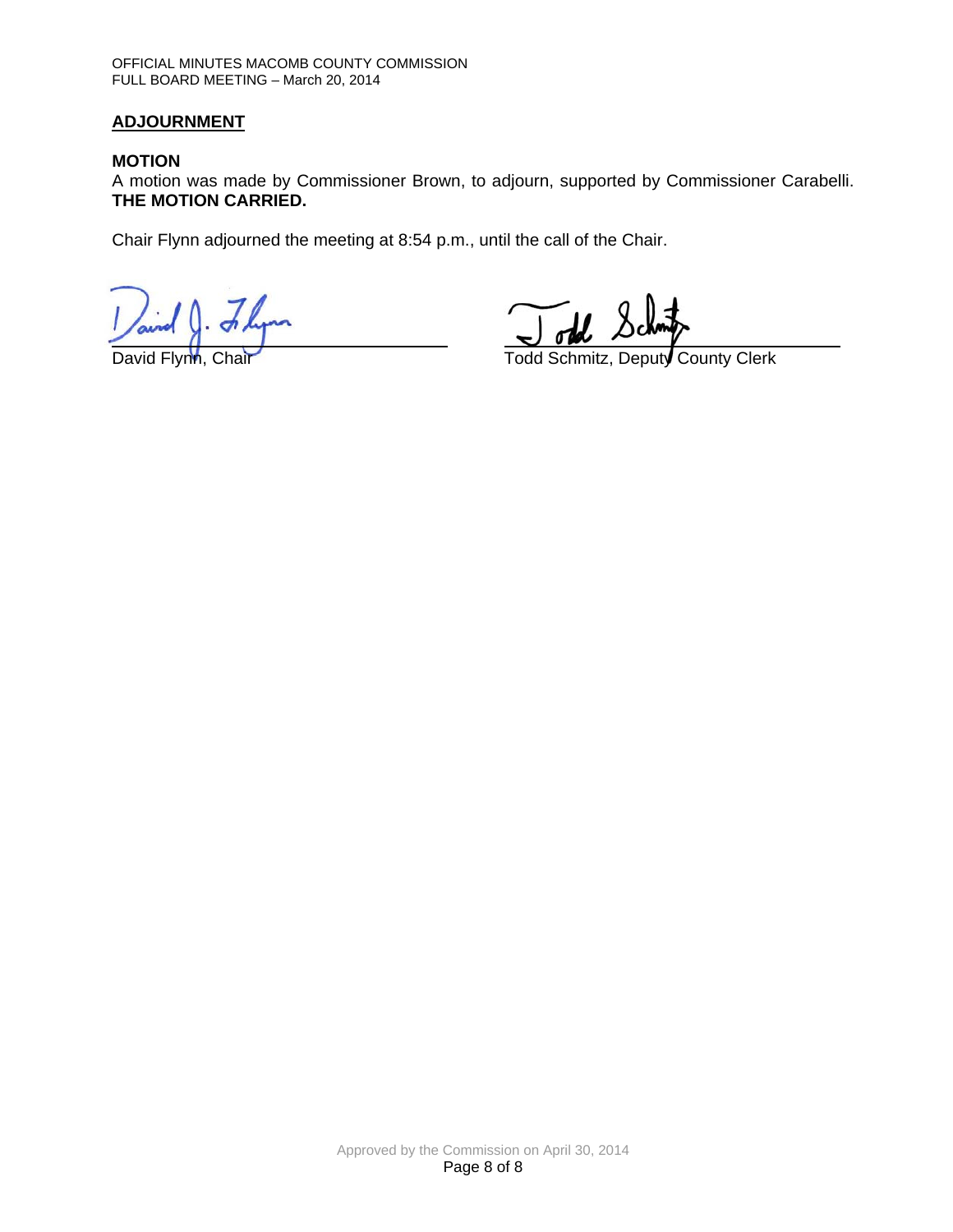## ADJOURNMENT

**MOTION**

A motion was made by Commissioner Brown, to adjourn, supported by Commissioner Carabelli. **THE MOTION CARRIED.**

Chair Flynn adjourned the meeting at 8:54 p.m., until the call of the Chair.

| | |
|---|---|
| David Flynn, Chair | Todd Schmitz, Deputy County Clerk |

Approved by the Commission on April 30, 2014